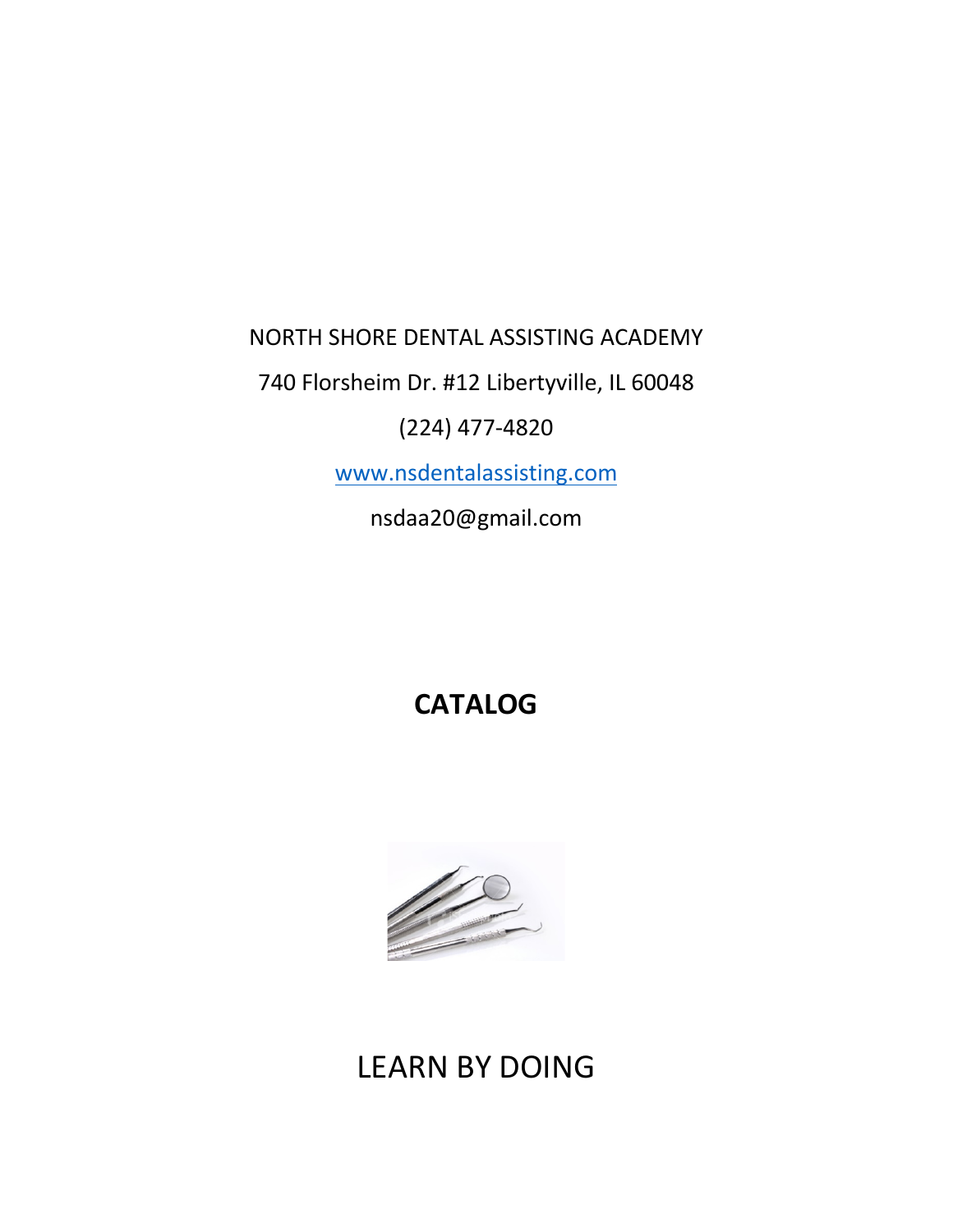NORTH SHORE DENTAL ASSISTING ACADEMY

740 Florsheim Dr. #12 Libertyville, IL 60048

(224) 477-4820

[www.nsdentalassisting.com](http://www.nsdentalassisting.com)

nsdaa20@gmail.com

# CATALOG

LEARN BY DOING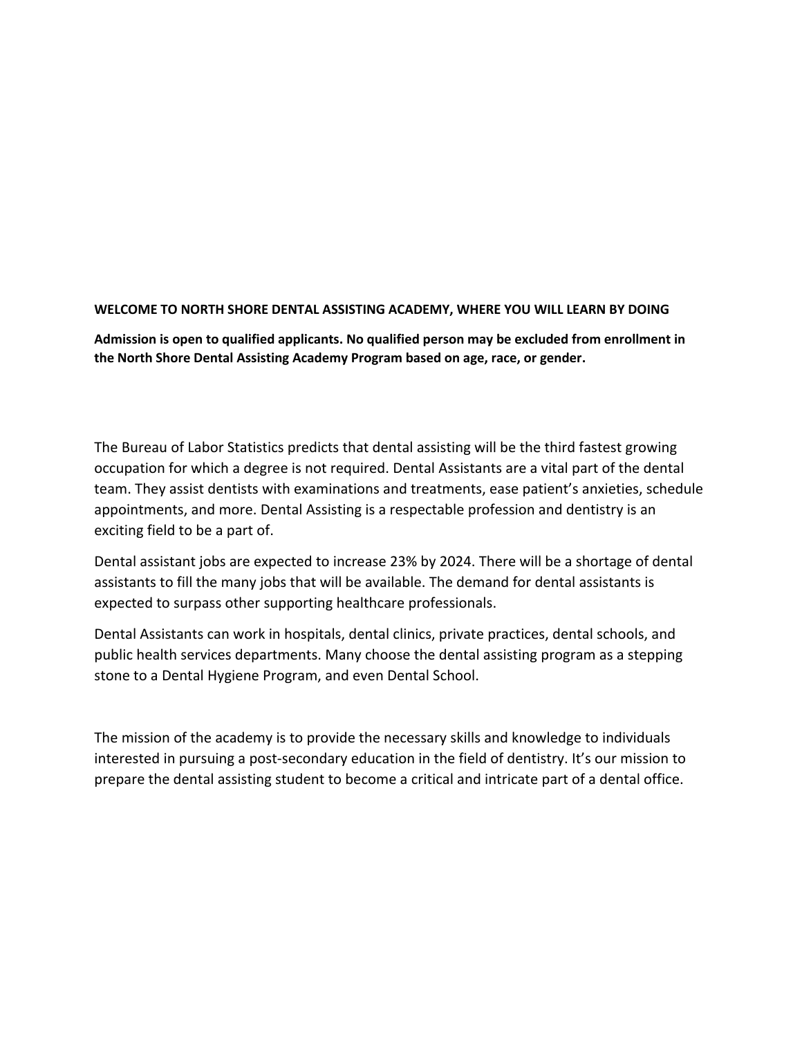**WELCOME TO NORTH SHORE DENTAL ASSISTING ACADEMY, WHERE YOU WILL LEARN BY DOING**

**Admission is open to qualified applicants. No qualified person may be excluded from enrollment in the North Shore Dental Assisting Academy Program based on age, race, or gender.**

The Bureau of Labor Statistics predicts that dental assisting will be the third fastest growing occupation for which a degree is not required. Dental Assistants are a vital part of the dental team. They assist dentists with examinations and treatments, ease patient's anxieties, schedule appointments, and more. Dental Assisting is a respectable profession and dentistry is an exciting field to be a part of.

Dental assistant jobs are expected to increase 23% by 2024. There will be a shortage of dental assistants to fill the many jobs that will be available. The demand for dental assistants is expected to surpass other supporting healthcare professionals.

Dental Assistants can work in hospitals, dental clinics, private practices, dental schools, and public health services departments. Many choose the dental assisting program as a stepping stone to a Dental Hygiene Program, and even Dental School.

The mission of the academy is to provide the necessary skills and knowledge to individuals interested in pursuing a post-secondary education in the field of dentistry. It's our mission to prepare the dental assisting student to become a critical and intricate part of a dental office.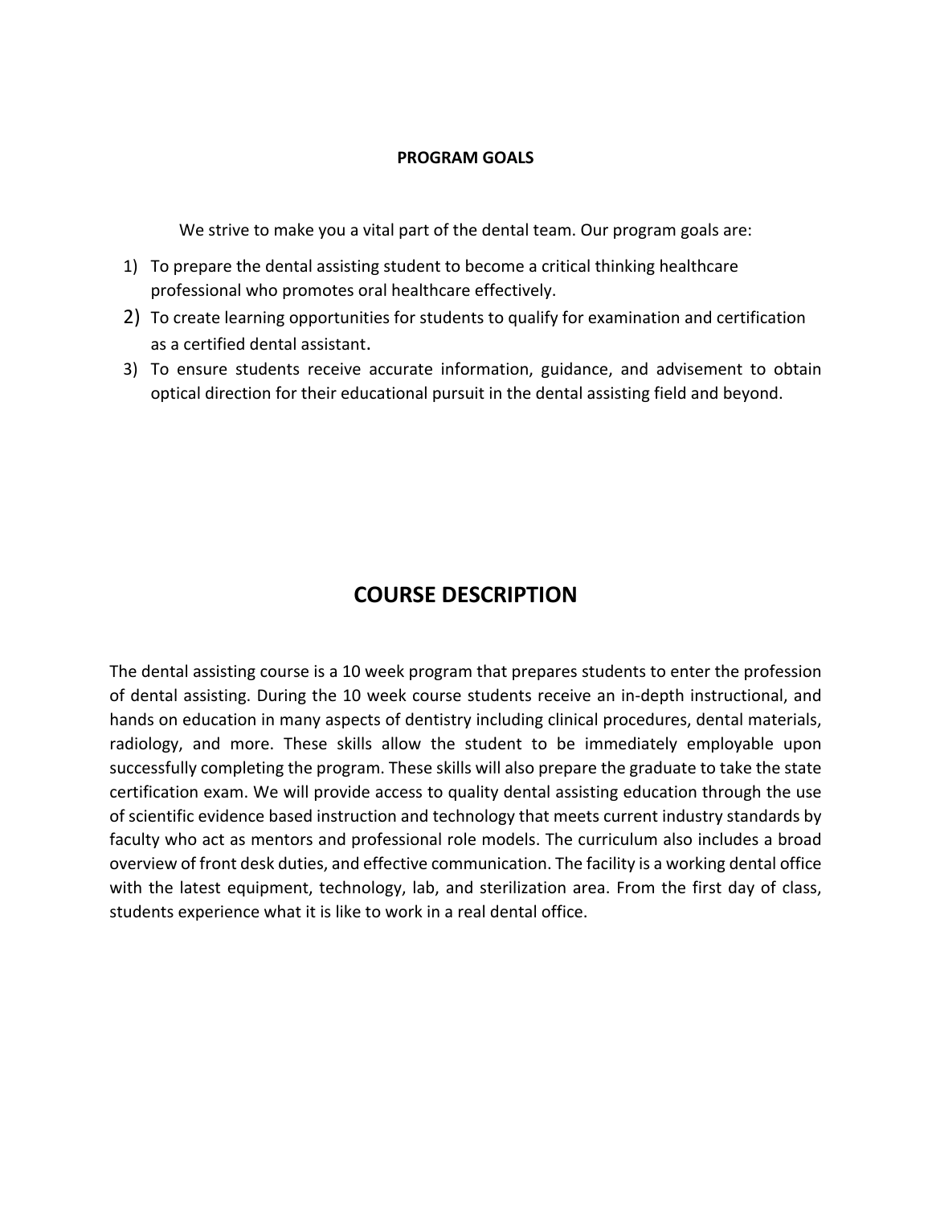## PROGRAM GOALS

We strive to make you a vital part of the dental team. Our program goals are:

1) To prepare the dental assisting student to become a critical thinking healthcare professional who promotes oral healthcare effectively.
2) To create learning opportunities for students to qualify for examination and certification as a certified dental assistant.
3) To ensure students receive accurate information, guidance, and advisement to obtain optical direction for their educational pursuit in the dental assisting field and beyond.

# COURSE DESCRIPTION

The dental assisting course is a 10 week program that prepares students to enter the profession of dental assisting. During the 10 week course students receive an in-depth instructional, and hands on education in many aspects of dentistry including clinical procedures, dental materials, radiology, and more. These skills allow the student to be immediately employable upon successfully completing the program. These skills will also prepare the graduate to take the state certification exam. We will provide access to quality dental assisting education through the use of scientific evidence based instruction and technology that meets current industry standards by faculty who act as mentors and professional role models. The curriculum also includes a broad overview of front desk duties, and effective communication. The facility is a working dental office with the latest equipment, technology, lab, and sterilization area. From the first day of class, students experience what it is like to work in a real dental office.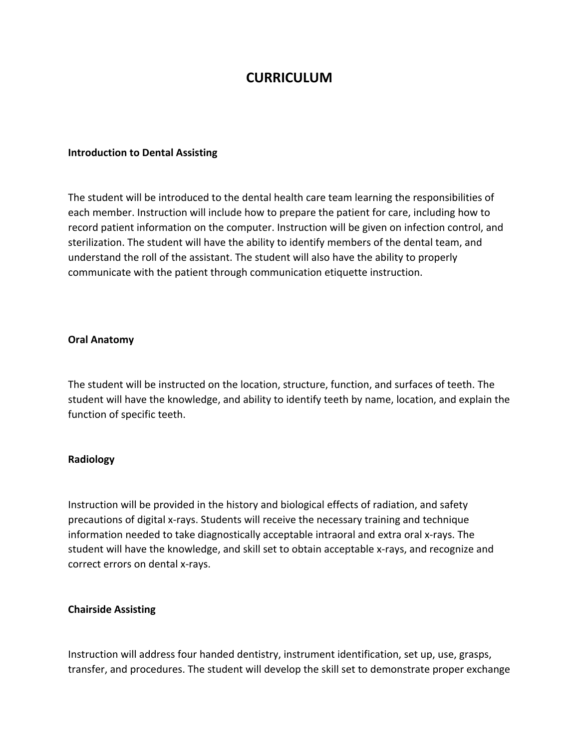# CURRICULUM

**Introduction to Dental Assisting**

The student will be introduced to the dental health care team learning the responsibilities of each member. Instruction will include how to prepare the patient for care, including how to record patient information on the computer. Instruction will be given on infection control, and sterilization. The student will have the ability to identify members of the dental team, and understand the roll of the assistant. The student will also have the ability to properly communicate with the patient through communication etiquette instruction.

**Oral Anatomy**

The student will be instructed on the location, structure, function, and surfaces of teeth. The student will have the knowledge, and ability to identify teeth by name, location, and explain the function of specific teeth.

**Radiology**

Instruction will be provided in the history and biological effects of radiation, and safety precautions of digital x-rays. Students will receive the necessary training and technique information needed to take diagnostically acceptable intraoral and extra oral x-rays. The student will have the knowledge, and skill set to obtain acceptable x-rays, and recognize and correct errors on dental x-rays.

**Chairside Assisting**

Instruction will address four handed dentistry, instrument identification, set up, use, grasps, transfer, and procedures. The student will develop the skill set to demonstrate proper exchange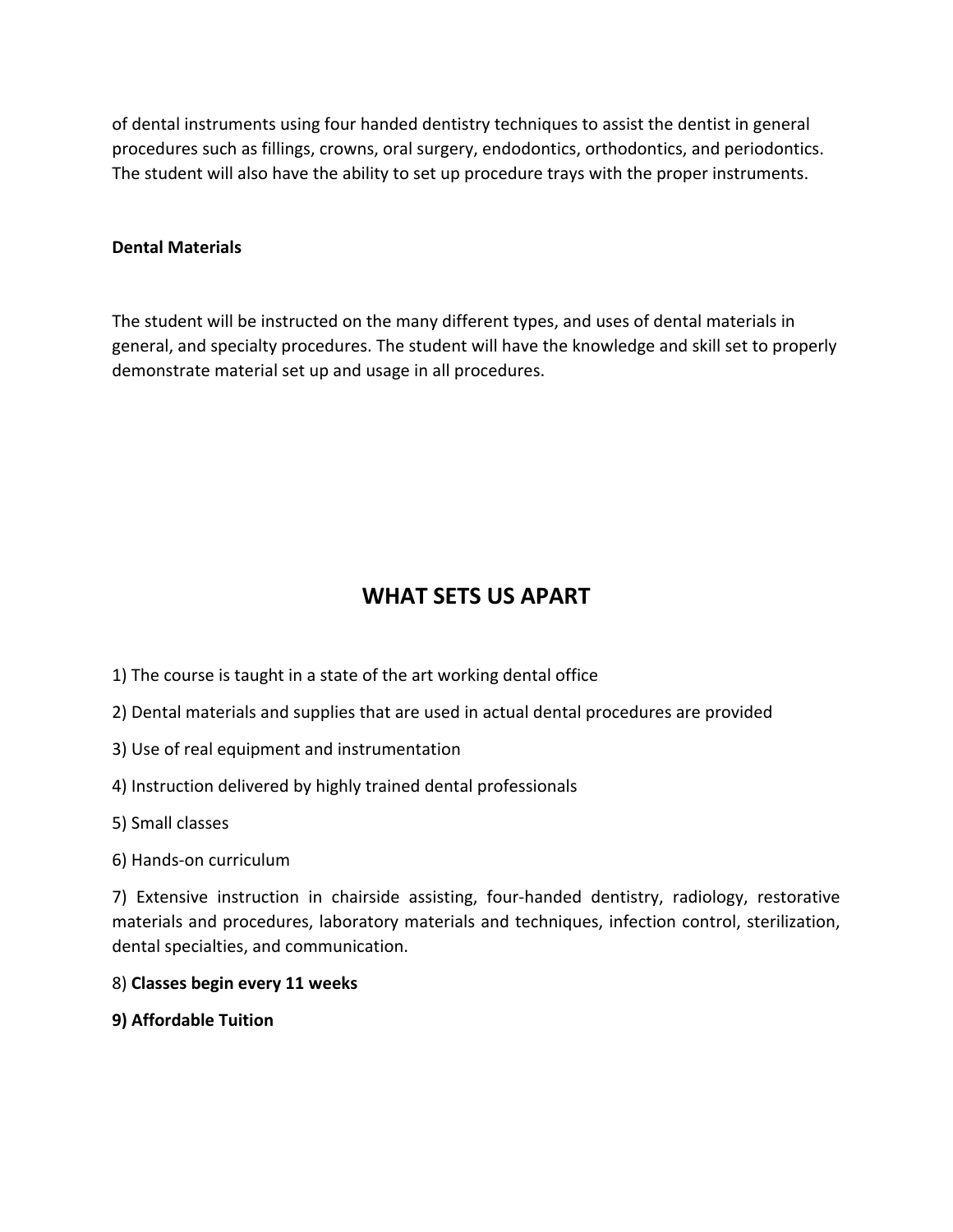of dental instruments using four handed dentistry techniques to assist the dentist in general procedures such as fillings, crowns, oral surgery, endodontics, orthodontics, and periodontics. The student will also have the ability to set up procedure trays with the proper instruments.

**Dental Materials**

The student will be instructed on the many different types, and uses of dental materials in general, and specialty procedures. The student will have the knowledge and skill set to properly demonstrate material set up and usage in all procedures.

## WHAT SETS US APART

1) The course is taught in a state of the art working dental office

2) Dental materials and supplies that are used in actual dental procedures are provided

3) Use of real equipment and instrumentation

4) Instruction delivered by highly trained dental professionals

5) Small classes

6) Hands-on curriculum

7) Extensive instruction in chairside assisting, four-handed dentistry, radiology, restorative materials and procedures, laboratory materials and techniques, infection control, sterilization, dental specialties, and communication.

8) **Classes begin every 11 weeks**

**9) Affordable Tuition**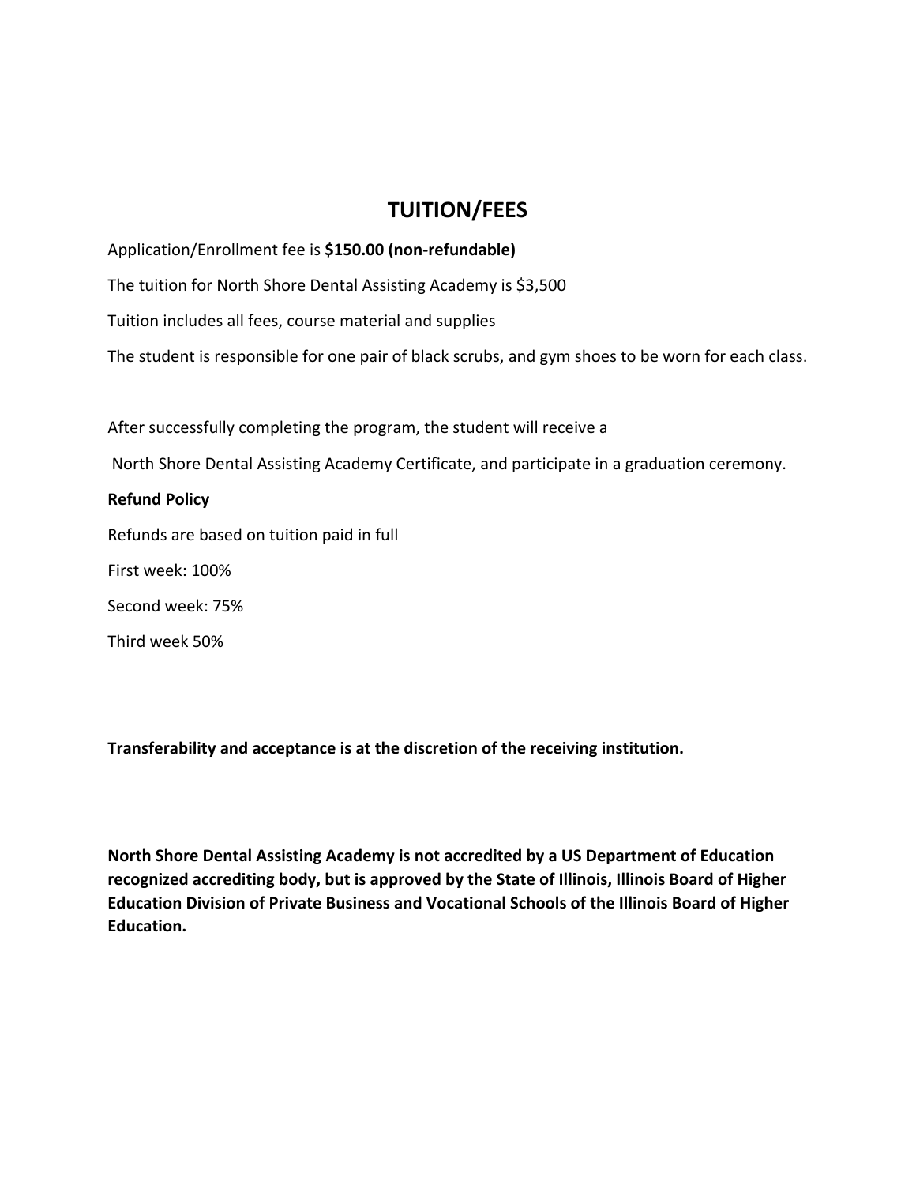# TUITION/FEES

Application/Enrollment fee is **$150.00 (non-refundable)**

The tuition for North Shore Dental Assisting Academy is $3,500

Tuition includes all fees, course material and supplies

The student is responsible for one pair of black scrubs, and gym shoes to be worn for each class.

After successfully completing the program, the student will receive a

North Shore Dental Assisting Academy Certificate, and participate in a graduation ceremony.

**Refund Policy**

Refunds are based on tuition paid in full

First week: 100%

Second week: 75%

Third week 50%

**Transferability and acceptance is at the discretion of the receiving institution.**

**North Shore Dental Assisting Academy is not accredited by a US Department of Education recognized accrediting body, but is approved by the State of Illinois, Illinois Board of Higher Education Division of Private Business and Vocational Schools of the Illinois Board of Higher Education.**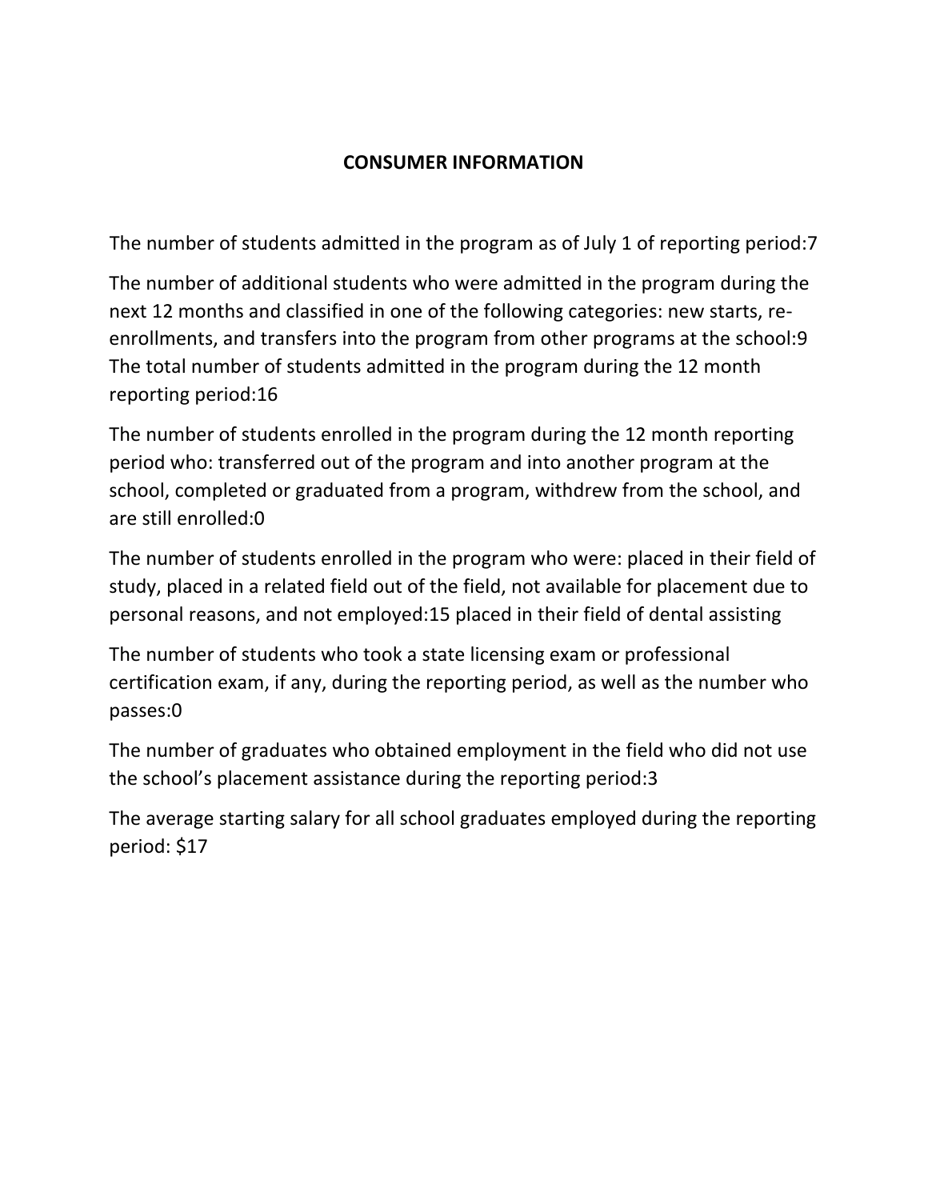# CONSUMER INFORMATION

The number of students admitted in the program as of July 1 of reporting period:7

The number of additional students who were admitted in the program during the next 12 months and classified in one of the following categories: new starts, re-enrollments, and transfers into the program from other programs at the school:9
The total number of students admitted in the program during the 12 month reporting period:16

The number of students enrolled in the program during the 12 month reporting period who: transferred out of the program and into another program at the school, completed or graduated from a program, withdrew from the school, and are still enrolled:0

The number of students enrolled in the program who were: placed in their field of study, placed in a related field out of the field, not available for placement due to personal reasons, and not employed:15 placed in their field of dental assisting

The number of students who took a state licensing exam or professional certification exam, if any, during the reporting period, as well as the number who passes:0

The number of graduates who obtained employment in the field who did not use the school's placement assistance during the reporting period:3

The average starting salary for all school graduates employed during the reporting period: $17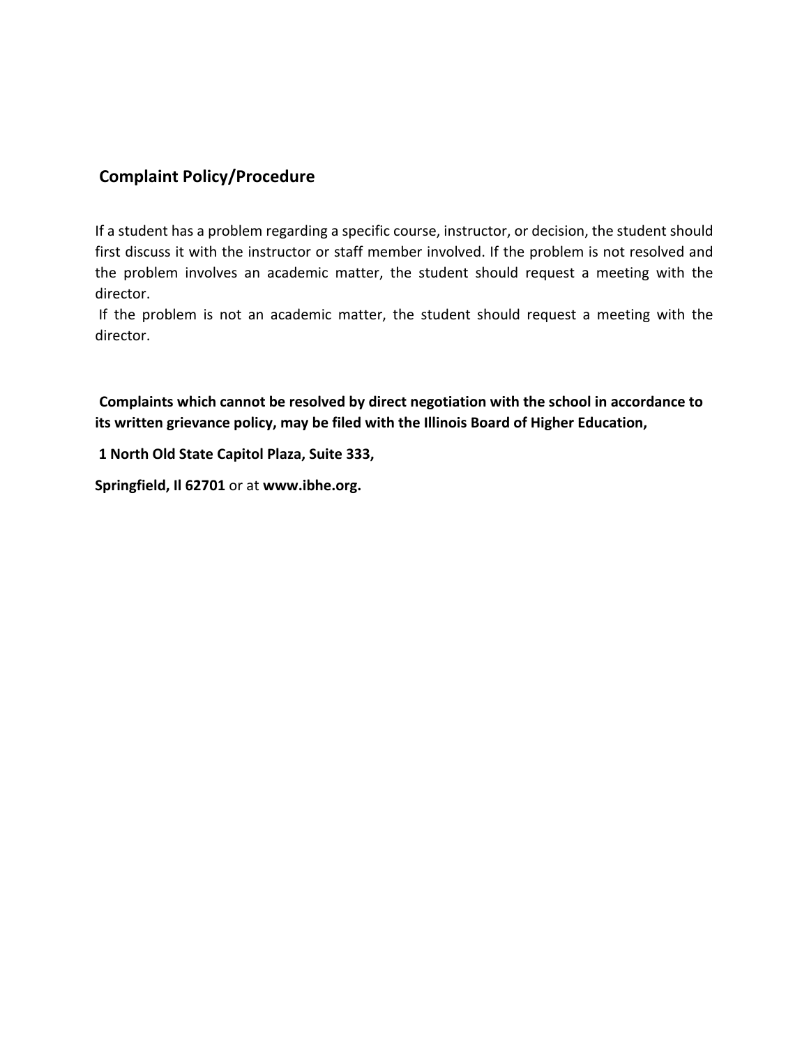## Complaint Policy/Procedure

If a student has a problem regarding a specific course, instructor, or decision, the student should first discuss it with the instructor or staff member involved. If the problem is not resolved and the problem involves an academic matter, the student should request a meeting with the director.

If the problem is not an academic matter, the student should request a meeting with the director.

**Complaints which cannot be resolved by direct negotiation with the school in accordance to its written grievance policy, may be filed with the Illinois Board of Higher Education,**

**1 North Old State Capitol Plaza, Suite 333,**

**Springfield, Il 62701** or at **www.ibhe.org.**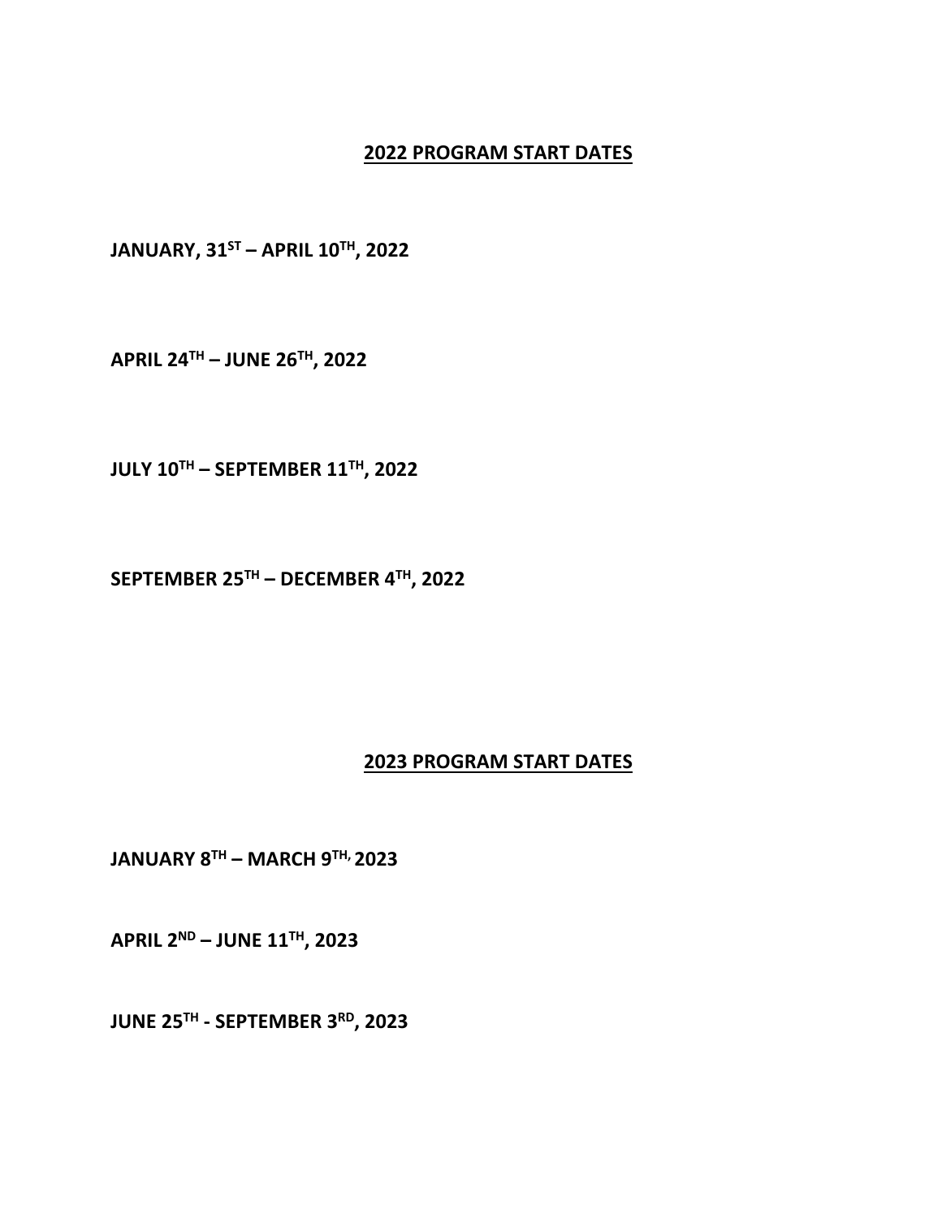## 2022 PROGRAM START DATES

**JANUARY, 31ST – APRIL 10TH, 2022**

**APRIL 24TH – JUNE 26TH, 2022**

**JULY 10TH – SEPTEMBER 11TH, 2022**

**SEPTEMBER 25TH – DECEMBER 4TH, 2022**

## 2023 PROGRAM START DATES

**JANUARY 8TH – MARCH 9TH, 2023**

**APRIL 2ND – JUNE 11TH, 2023**

**JUNE 25TH - SEPTEMBER 3RD, 2023**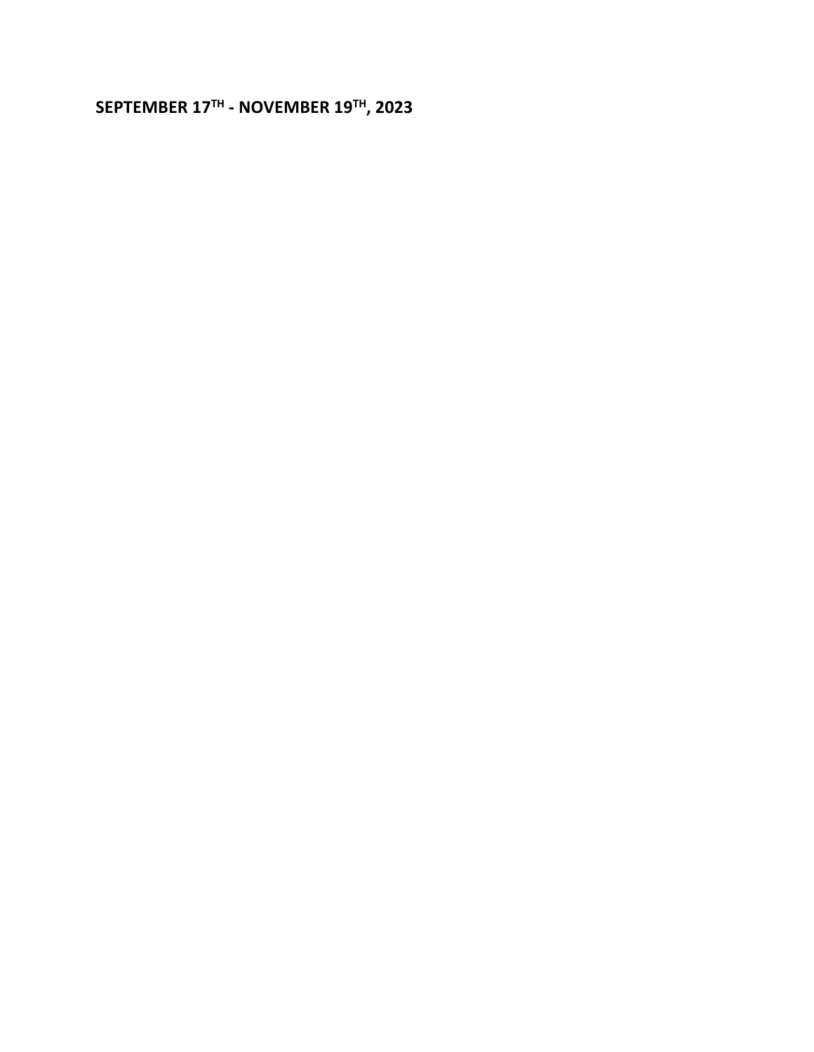**SEPTEMBER 17TH - NOVEMBER 19TH, 2023**